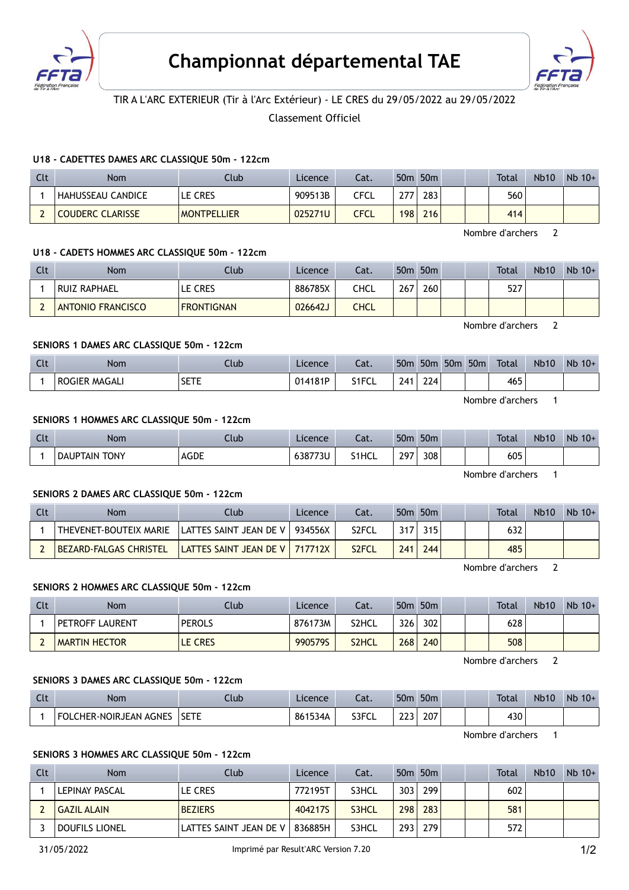# Championnat départemental TAE

TIR A L'ARC EXTERIEUR (Tir à l'Arc Extérieur) - LE CRES du 29/05/2022 au 29/05/2022

Classement Officiel

### U18 - CADETTES DAMES ARC CLASSIQUE 50m - 122cm

| Clt | Nom | Club | Licence | Cat. | 50m | 50m | | | Total | Nb10 | Nb 10+ |
|---|---|---|---|---|---|---|---|---|---|---|---|
| 1 | HAHUSSEAU CANDICE | LE CRES | 909513B | CFCL | 277 | 283 | | | 560 | | |
| 2 | COUDERC CLARISSE | MONTPELLIER | 025271U | CFCL | 198 | 216 | | | 414 | | |

Nombre d'archers 2

### U18 - CADETS HOMMES ARC CLASSIQUE 50m - 122cm

| Clt | Nom | Club | Licence | Cat. | 50m | 50m | | | Total | Nb10 | Nb 10+ |
|---|---|---|---|---|---|---|---|---|---|---|---|
| 1 | RUIZ RAPHAEL | LE CRES | 886785X | CHCL | 267 | 260 | | | 527 | | |
| 2 | ANTONIO FRANCISCO | FRONTIGNAN | 026642J | CHCL | | | | | | | |

Nombre d'archers 2

### SENIORS 1 DAMES ARC CLASSIQUE 50m - 122cm

| Clt | Nom | Club | Licence | Cat. | 50m | 50m | 50m | 50m | Total | Nb10 | Nb 10+ |
|---|---|---|---|---|---|---|---|---|---|---|---|
| 1 | ROGIER MAGALI | SETE | 014181P | S1FCL | 241 | 224 | | | 465 | | |

Nombre d'archers 1

### SENIORS 1 HOMMES ARC CLASSIQUE 50m - 122cm

| Clt | Nom | Club | Licence | Cat. | 50m | 50m | | | Total | Nb10 | Nb 10+ |
|---|---|---|---|---|---|---|---|---|---|---|---|
| 1 | DAUPTAIN TONY | AGDE | 638773U | S1HCL | 297 | 308 | | | 605 | | |

Nombre d'archers 1

### SENIORS 2 DAMES ARC CLASSIQUE 50m - 122cm

| Clt | Nom | Club | Licence | Cat. | 50m | 50m | | | Total | Nb10 | Nb 10+ |
|---|---|---|---|---|---|---|---|---|---|---|---|
| 1 | THEVENET-BOUTEIX MARIE | LATTES SAINT JEAN DE V | 934556X | S2FCL | 317 | 315 | | | 632 | | |
| 2 | BEZARD-FALGAS CHRISTEL | LATTES SAINT JEAN DE V | 717712X | S2FCL | 241 | 244 | | | 485 | | |

Nombre d'archers 2

### SENIORS 2 HOMMES ARC CLASSIQUE 50m - 122cm

| Clt | Nom | Club | Licence | Cat. | 50m | 50m | | | Total | Nb10 | Nb 10+ |
|---|---|---|---|---|---|---|---|---|---|---|---|
| 1 | PETROFF LAURENT | PEROLS | 876173M | S2HCL | 326 | 302 | | | 628 | | |
| 2 | MARTIN HECTOR | LE CRES | 990579S | S2HCL | 268 | 240 | | | 508 | | |

Nombre d'archers 2

### SENIORS 3 DAMES ARC CLASSIQUE 50m - 122cm

| Clt | Nom | Club | Licence | Cat. | 50m | 50m | | | Total | Nb10 | Nb 10+ |
|---|---|---|---|---|---|---|---|---|---|---|---|
| 1 | FOLCHER-NOIRJEAN AGNES | SETE | 861534A | S3FCL | 223 | 207 | | | 430 | | |

Nombre d'archers 1

### SENIORS 3 HOMMES ARC CLASSIQUE 50m - 122cm

| Clt | Nom | Club | Licence | Cat. | 50m | 50m | | | Total | Nb10 | Nb 10+ |
|---|---|---|---|---|---|---|---|---|---|---|---|
| 1 | LEPINAY PASCAL | LE CRES | 772195T | S3HCL | 303 | 299 | | | 602 | | |
| 2 | GAZIL ALAIN | BEZIERS | 404217S | S3HCL | 298 | 283 | | | 581 | | |
| 3 | DOUFILS LIONEL | LATTES SAINT JEAN DE V | 836885H | S3HCL | 293 | 279 | | | 572 | | |

31/05/2022 Imprimé par Result'ARC Version 7.20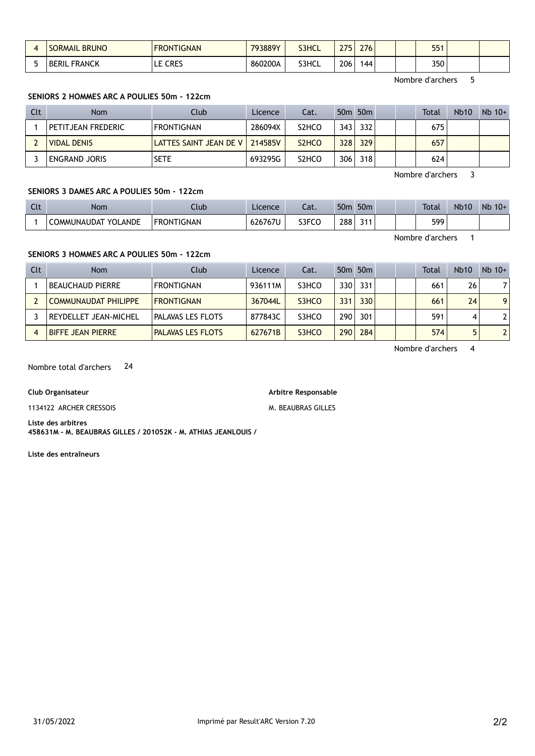| | | | | | | | | | | | |
|---|---|---|---|---|---|---|---|---|---|---|---|
| 4 | SORMAIL BRUNO | FRONTIGNAN | 793889Y | S3HCL | 275 | 276 | | | 551 | | |
| 5 | BERIL FRANCK | LE CRES | 860200A | S3HCL | 206 | 144 | | | 350 | | |

Nombre d'archers 5

**SENIORS 2 HOMMES ARC A POULIES 50m - 122cm**

| Clt | Nom | Club | Licence | Cat. | 50m | 50m | | | Total | Nb10 | Nb 10+ |
|---|---|---|---|---|---|---|---|---|---|---|---|
| 1 | PETITJEAN FREDERIC | FRONTIGNAN | 286094X | S2HCO | 343 | 332 | | | 675 | | |
| 2 | VIDAL DENIS | LATTES SAINT JEAN DE V | 214585V | S2HCO | 328 | 329 | | | 657 | | |
| 3 | ENGRAND JORIS | SETE | 693295G | S2HCO | 306 | 318 | | | 624 | | |

Nombre d'archers 3

**SENIORS 3 DAMES ARC A POULIES 50m - 122cm**

| Clt | Nom | Club | Licence | Cat. | 50m | 50m | | | Total | Nb10 | Nb 10+ |
|---|---|---|---|---|---|---|---|---|---|---|---|
| 1 | COMMUNAUDAT YOLANDE | FRONTIGNAN | 626767U | S3FCO | 288 | 311 | | | 599 | | |

Nombre d'archers 1

**SENIORS 3 HOMMES ARC A POULIES 50m - 122cm**

| Clt | Nom | Club | Licence | Cat. | 50m | 50m | | | Total | Nb10 | Nb 10+ |
|---|---|---|---|---|---|---|---|---|---|---|---|
| 1 | BEAUCHAUD PIERRE | FRONTIGNAN | 936111M | S3HCO | 330 | 331 | | | 661 | 26 | 7 |
| 2 | COMMUNAUDAT PHILIPPE | FRONTIGNAN | 367044L | S3HCO | 331 | 330 | | | 661 | 24 | 9 |
| 3 | REYDELLET JEAN-MICHEL | PALAVAS LES FLOTS | 877843C | S3HCO | 290 | 301 | | | 591 | 4 | 2 |
| 4 | BIFFE JEAN PIERRE | PALAVAS LES FLOTS | 627671B | S3HCO | 290 | 284 | | | 574 | 5 | 2 |

Nombre d'archers 4

Nombre total d'archers 24

**Club Organisateur**

1134122 ARCHER CRESSOIS

**Arbitre Responsable**

M. BEAUBRAS GILLES

**Liste des arbitres**
**458631M - M. BEAUBRAS GILLES / 201052K - M. ATHIAS JEANLOUIS /**

**Liste des entraîneurs**

31/05/2022 Imprimé par Result'ARC Version 7.20